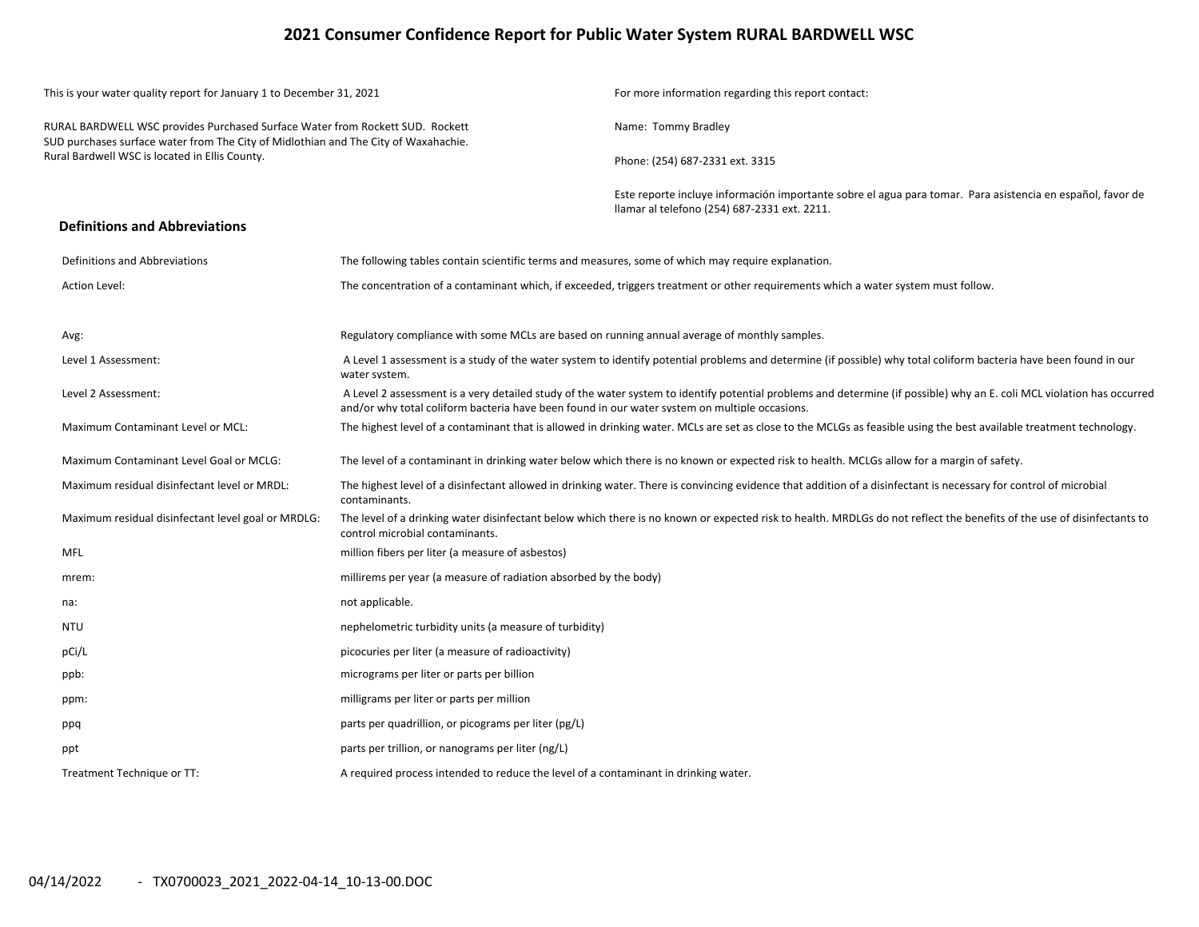# 2021 Consumer Confidence Report for Public Water System RURAL BARDWELL WSC

This is your water quality report for January 1 to December 31, 2021

RURAL BARDWELL WSC provides Purchased Surface Water from Rockett SUD. Rockett SUD purchases surface water from The City of Midlothian and The City of Waxahachie. Rural Bardwell WSC is located in Ellis County.

For more information regarding this report contact:

Name: Tommy Bradley

Phone: (254) 687-2331 ext. 3315

Este reporte incluye información importante sobre el agua para tomar. Para asistencia en español, favor de llamar al telefono (254) 687-2331 ext. 2211.

## Definitions and Abbreviations

| Definitions and Abbreviations | The following tables contain scientific terms and measures, some of which may require explanation. |
|---|---|
| Action Level: | The concentration of a contaminant which, if exceeded, triggers treatment or other requirements which a water system must follow. |
| Avg: | Regulatory compliance with some MCLs are based on running annual average of monthly samples. |
| Level 1 Assessment: | A Level 1 assessment is a study of the water system to identify potential problems and determine (if possible) why total coliform bacteria have been found in our water system. |
| Level 2 Assessment: | A Level 2 assessment is a very detailed study of the water system to identify potential problems and determine (if possible) why an E. coli MCL violation has occurred and/or why total coliform bacteria have been found in our water system on multiple occasions. |
| Maximum Contaminant Level or MCL: | The highest level of a contaminant that is allowed in drinking water. MCLs are set as close to the MCLGs as feasible using the best available treatment technology. |
| Maximum Contaminant Level Goal or MCLG: | The level of a contaminant in drinking water below which there is no known or expected risk to health. MCLGs allow for a margin of safety. |
| Maximum residual disinfectant level or MRDL: | The highest level of a disinfectant allowed in drinking water. There is convincing evidence that addition of a disinfectant is necessary for control of microbial contaminants. |
| Maximum residual disinfectant level goal or MRDLG: | The level of a drinking water disinfectant below which there is no known or expected risk to health. MRDLGs do not reflect the benefits of the use of disinfectants to control microbial contaminants. |
| MFL | million fibers per liter (a measure of asbestos) |
| mrem: | millirems per year (a measure of radiation absorbed by the body) |
| na: | not applicable. |
| NTU | nephelometric turbidity units (a measure of turbidity) |
| pCi/L | picocuries per liter (a measure of radioactivity) |
| ppb: | micrograms per liter or parts per billion |
| ppm: | milligrams per liter or parts per million |
| ppq | parts per quadrillion, or picograms per liter (pg/L) |
| ppt | parts per trillion, or nanograms per liter (ng/L) |
| Treatment Technique or TT: | A required process intended to reduce the level of a contaminant in drinking water. |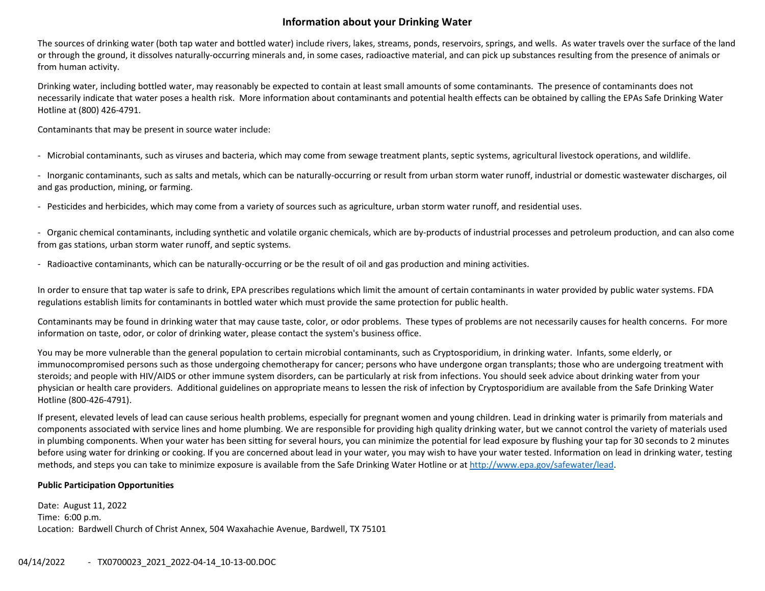# Information about your Drinking Water

The sources of drinking water (both tap water and bottled water) include rivers, lakes, streams, ponds, reservoirs, springs, and wells. As water travels over the surface of the land or through the ground, it dissolves naturally-occurring minerals and, in some cases, radioactive material, and can pick up substances resulting from the presence of animals or from human activity.

Drinking water, including bottled water, may reasonably be expected to contain at least small amounts of some contaminants. The presence of contaminants does not necessarily indicate that water poses a health risk. More information about contaminants and potential health effects can be obtained by calling the EPAs Safe Drinking Water Hotline at (800) 426-4791.

Contaminants that may be present in source water include:

- Microbial contaminants, such as viruses and bacteria, which may come from sewage treatment plants, septic systems, agricultural livestock operations, and wildlife.

- Inorganic contaminants, such as salts and metals, which can be naturally-occurring or result from urban storm water runoff, industrial or domestic wastewater discharges, oil and gas production, mining, or farming.

- Pesticides and herbicides, which may come from a variety of sources such as agriculture, urban storm water runoff, and residential uses.

- Organic chemical contaminants, including synthetic and volatile organic chemicals, which are by-products of industrial processes and petroleum production, and can also come from gas stations, urban storm water runoff, and septic systems.

- Radioactive contaminants, which can be naturally-occurring or be the result of oil and gas production and mining activities.

In order to ensure that tap water is safe to drink, EPA prescribes regulations which limit the amount of certain contaminants in water provided by public water systems. FDA regulations establish limits for contaminants in bottled water which must provide the same protection for public health.

Contaminants may be found in drinking water that may cause taste, color, or odor problems. These types of problems are not necessarily causes for health concerns. For more information on taste, odor, or color of drinking water, please contact the system's business office.

You may be more vulnerable than the general population to certain microbial contaminants, such as Cryptosporidium, in drinking water. Infants, some elderly, or immunocompromised persons such as those undergoing chemotherapy for cancer; persons who have undergone organ transplants; those who are undergoing treatment with steroids; and people with HIV/AIDS or other immune system disorders, can be particularly at risk from infections. You should seek advice about drinking water from your physician or health care providers. Additional guidelines on appropriate means to lessen the risk of infection by Cryptosporidium are available from the Safe Drinking Water Hotline (800-426-4791).

If present, elevated levels of lead can cause serious health problems, especially for pregnant women and young children. Lead in drinking water is primarily from materials and components associated with service lines and home plumbing. We are responsible for providing high quality drinking water, but we cannot control the variety of materials used in plumbing components. When your water has been sitting for several hours, you can minimize the potential for lead exposure by flushing your tap for 30 seconds to 2 minutes before using water for drinking or cooking. If you are concerned about lead in your water, you may wish to have your water tested. Information on lead in drinking water, testing methods, and steps you can take to minimize exposure is available from the Safe Drinking Water Hotline or at http://www.epa.gov/safewater/lead.

**Public Participation Opportunities**

Date: August 11, 2022
Time: 6:00 p.m.
Location: Bardwell Church of Christ Annex, 504 Waxahachie Avenue, Bardwell, TX 75101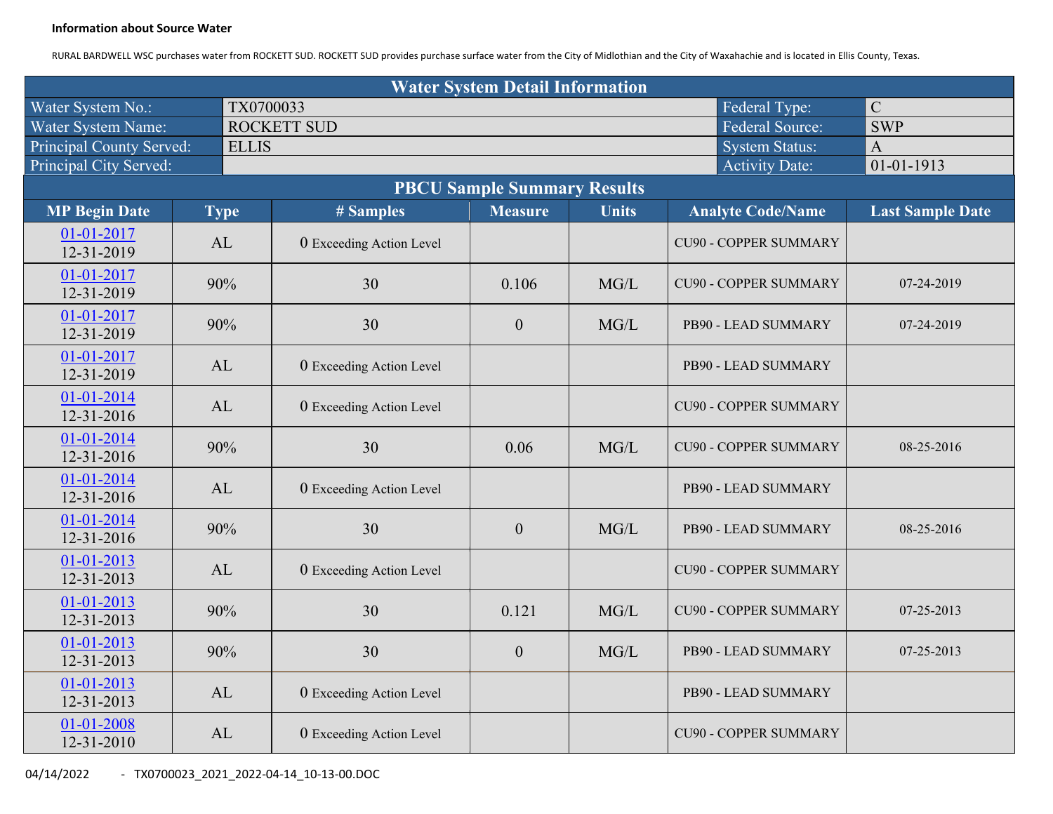**Information about Source Water**

RURAL BARDWELL WSC purchases water from ROCKETT SUD. ROCKETT SUD provides purchase surface water from the City of Midlothian and the City of Waxahachie and is located in Ellis County, Texas.

| Water System Detail Information | | | |
|---|---|---|---|
| Water System No.: | TX0700033 | Federal Type: | C |
| Water System Name: | ROCKETT SUD | Federal Source: | SWP |
| Principal County Served: | ELLIS | System Status: | A |
| Principal City Served: | | Activity Date: | 01-01-1913 |

**PBCU Sample Summary Results**

| MP Begin Date | Type | # Samples | Measure | Units | Analyte Code/Name | Last Sample Date |
|---|---|---|---|---|---|---|
| 01-01-2017 12-31-2019 | AL | 0 Exceeding Action Level | | | CU90 - COPPER SUMMARY | |
| 01-01-2017 12-31-2019 | 90% | 30 | 0.106 | MG/L | CU90 - COPPER SUMMARY | 07-24-2019 |
| 01-01-2017 12-31-2019 | 90% | 30 | 0 | MG/L | PB90 - LEAD SUMMARY | 07-24-2019 |
| 01-01-2017 12-31-2019 | AL | 0 Exceeding Action Level | | | PB90 - LEAD SUMMARY | |
| 01-01-2014 12-31-2016 | AL | 0 Exceeding Action Level | | | CU90 - COPPER SUMMARY | |
| 01-01-2014 12-31-2016 | 90% | 30 | 0.06 | MG/L | CU90 - COPPER SUMMARY | 08-25-2016 |
| 01-01-2014 12-31-2016 | AL | 0 Exceeding Action Level | | | PB90 - LEAD SUMMARY | |
| 01-01-2014 12-31-2016 | 90% | 30 | 0 | MG/L | PB90 - LEAD SUMMARY | 08-25-2016 |
| 01-01-2013 12-31-2013 | AL | 0 Exceeding Action Level | | | CU90 - COPPER SUMMARY | |
| 01-01-2013 12-31-2013 | 90% | 30 | 0.121 | MG/L | CU90 - COPPER SUMMARY | 07-25-2013 |
| 01-01-2013 12-31-2013 | 90% | 30 | 0 | MG/L | PB90 - LEAD SUMMARY | 07-25-2013 |
| 01-01-2013 12-31-2013 | AL | 0 Exceeding Action Level | | | PB90 - LEAD SUMMARY | |
| 01-01-2008 12-31-2010 | AL | 0 Exceeding Action Level | | | CU90 - COPPER SUMMARY | |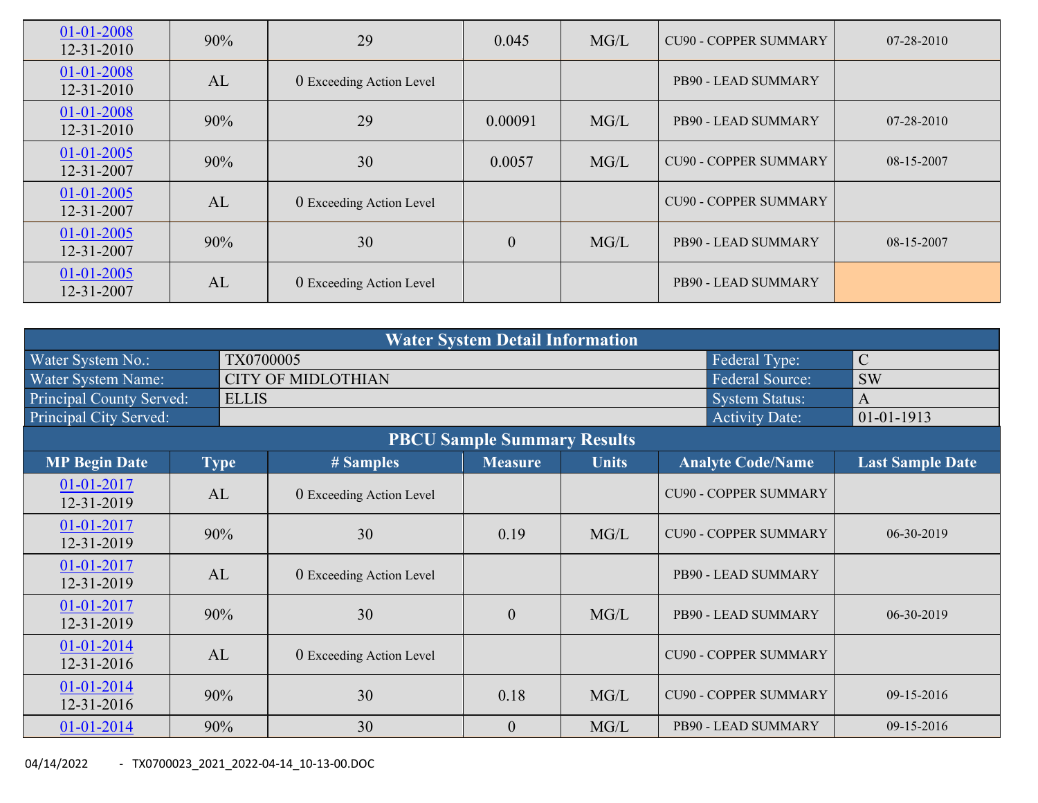| MP Begin Date | Type | # Samples | Measure | Units | Analyte Code/Name | Last Sample Date |
|---|---|---|---|---|---|---|
| 01-01-2008 12-31-2010 | 90% | 29 | 0.045 | MG/L | CU90 - COPPER SUMMARY | 07-28-2010 |
| 01-01-2008 12-31-2010 | AL | 0 Exceeding Action Level | | | PB90 - LEAD SUMMARY | |
| 01-01-2008 12-31-2010 | 90% | 29 | 0.00091 | MG/L | PB90 - LEAD SUMMARY | 07-28-2010 |
| 01-01-2005 12-31-2007 | 90% | 30 | 0.0057 | MG/L | CU90 - COPPER SUMMARY | 08-15-2007 |
| 01-01-2005 12-31-2007 | AL | 0 Exceeding Action Level | | | CU90 - COPPER SUMMARY | |
| 01-01-2005 12-31-2007 | 90% | 30 | 0 | MG/L | PB90 - LEAD SUMMARY | 08-15-2007 |
| 01-01-2005 12-31-2007 | AL | 0 Exceeding Action Level | | | PB90 - LEAD SUMMARY | |

## Water System Detail Information

| | | | |
|---|---|---|---|
| Water System No.: | TX0700005 | Federal Type: | C |
| Water System Name: | CITY OF MIDLOTHIAN | Federal Source: | SW |
| Principal County Served: | ELLIS | System Status: | A |
| Principal City Served: | | Activity Date: | 01-01-1913 |

## PBCU Sample Summary Results

| MP Begin Date | Type | # Samples | Measure | Units | Analyte Code/Name | Last Sample Date |
|---|---|---|---|---|---|---|
| 01-01-2017 12-31-2019 | AL | 0 Exceeding Action Level | | | CU90 - COPPER SUMMARY | |
| 01-01-2017 12-31-2019 | 90% | 30 | 0.19 | MG/L | CU90 - COPPER SUMMARY | 06-30-2019 |
| 01-01-2017 12-31-2019 | AL | 0 Exceeding Action Level | | | PB90 - LEAD SUMMARY | |
| 01-01-2017 12-31-2019 | 90% | 30 | 0 | MG/L | PB90 - LEAD SUMMARY | 06-30-2019 |
| 01-01-2014 12-31-2016 | AL | 0 Exceeding Action Level | | | CU90 - COPPER SUMMARY | |
| 01-01-2014 12-31-2016 | 90% | 30 | 0.18 | MG/L | CU90 - COPPER SUMMARY | 09-15-2016 |
| 01-01-2014 | 90% | 30 | 0 | MG/L | PB90 - LEAD SUMMARY | 09-15-2016 |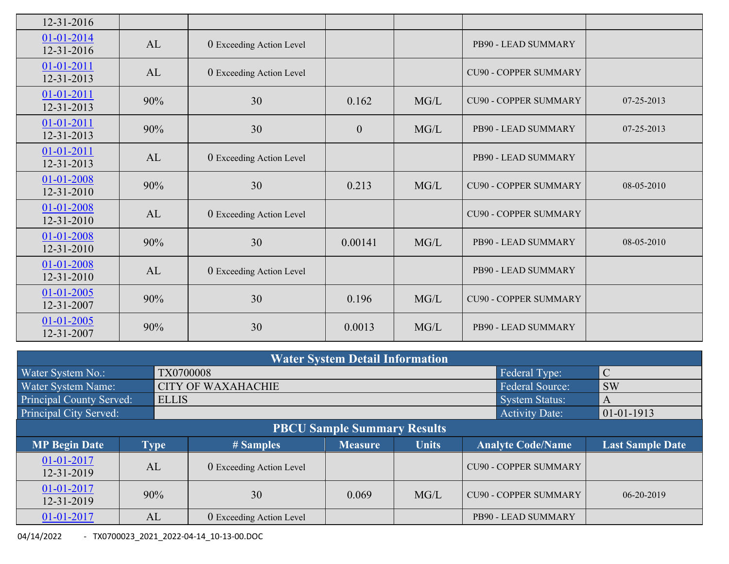| MP Begin Date | Type | # Samples | Measure | Units | Analyte Code/Name | Last Sample Date |
|---|---|---|---|---|---|---|
| 12-31-2016 | | | | | | |
| 01-01-2014 12-31-2016 | AL | 0 Exceeding Action Level | | | PB90 - LEAD SUMMARY | |
| 01-01-2011 12-31-2013 | AL | 0 Exceeding Action Level | | | CU90 - COPPER SUMMARY | |
| 01-01-2011 12-31-2013 | 90% | 30 | 0.162 | MG/L | CU90 - COPPER SUMMARY | 07-25-2013 |
| 01-01-2011 12-31-2013 | 90% | 30 | 0 | MG/L | PB90 - LEAD SUMMARY | 07-25-2013 |
| 01-01-2011 12-31-2013 | AL | 0 Exceeding Action Level | | | PB90 - LEAD SUMMARY | |
| 01-01-2008 12-31-2010 | 90% | 30 | 0.213 | MG/L | CU90 - COPPER SUMMARY | 08-05-2010 |
| 01-01-2008 12-31-2010 | AL | 0 Exceeding Action Level | | | CU90 - COPPER SUMMARY | |
| 01-01-2008 12-31-2010 | 90% | 30 | 0.00141 | MG/L | PB90 - LEAD SUMMARY | 08-05-2010 |
| 01-01-2008 12-31-2010 | AL | 0 Exceeding Action Level | | | PB90 - LEAD SUMMARY | |
| 01-01-2005 12-31-2007 | 90% | 30 | 0.196 | MG/L | CU90 - COPPER SUMMARY | |
| 01-01-2005 12-31-2007 | 90% | 30 | 0.0013 | MG/L | PB90 - LEAD SUMMARY | |

## Water System Detail Information

| | | | |
|---|---|---|---|
| Water System No.: | TX0700008 | Federal Type: | C |
| Water System Name: | CITY OF WAXAHACHIE | Federal Source: | SW |
| Principal County Served: | ELLIS | System Status: | A |
| Principal City Served: | | Activity Date: | 01-01-1913 |

## PBCU Sample Summary Results

| MP Begin Date | Type | # Samples | Measure | Units | Analyte Code/Name | Last Sample Date |
|---|---|---|---|---|---|---|
| 01-01-2017 12-31-2019 | AL | 0 Exceeding Action Level | | | CU90 - COPPER SUMMARY | |
| 01-01-2017 12-31-2019 | 90% | 30 | 0.069 | MG/L | CU90 - COPPER SUMMARY | 06-20-2019 |
| 01-01-2017 | AL | 0 Exceeding Action Level | | | PB90 - LEAD SUMMARY | |

04/14/2022 - TX0700023_2021_2022-04-14_10-13-00.DOC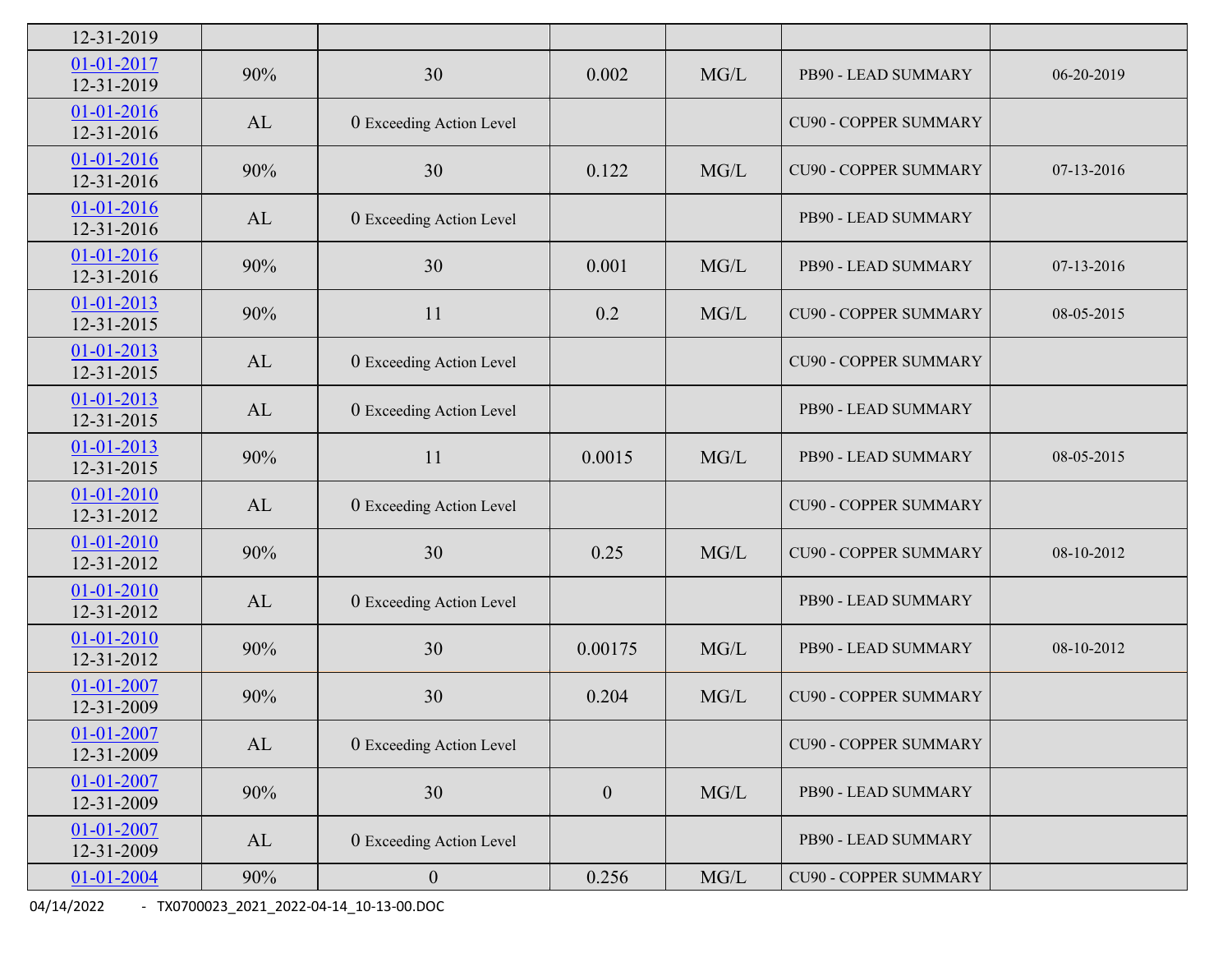| | | | | | | |
|---|---|---|---|---|---|---|
| 12-31-2019 | | | | | | |
| 01-01-2017 12-31-2019 | 90% | 30 | 0.002 | MG/L | PB90 - LEAD SUMMARY | 06-20-2019 |
| 01-01-2016 12-31-2016 | AL | 0 Exceeding Action Level | | | CU90 - COPPER SUMMARY | |
| 01-01-2016 12-31-2016 | 90% | 30 | 0.122 | MG/L | CU90 - COPPER SUMMARY | 07-13-2016 |
| 01-01-2016 12-31-2016 | AL | 0 Exceeding Action Level | | | PB90 - LEAD SUMMARY | |
| 01-01-2016 12-31-2016 | 90% | 30 | 0.001 | MG/L | PB90 - LEAD SUMMARY | 07-13-2016 |
| 01-01-2013 12-31-2015 | 90% | 11 | 0.2 | MG/L | CU90 - COPPER SUMMARY | 08-05-2015 |
| 01-01-2013 12-31-2015 | AL | 0 Exceeding Action Level | | | CU90 - COPPER SUMMARY | |
| 01-01-2013 12-31-2015 | AL | 0 Exceeding Action Level | | | PB90 - LEAD SUMMARY | |
| 01-01-2013 12-31-2015 | 90% | 11 | 0.0015 | MG/L | PB90 - LEAD SUMMARY | 08-05-2015 |
| 01-01-2010 12-31-2012 | AL | 0 Exceeding Action Level | | | CU90 - COPPER SUMMARY | |
| 01-01-2010 12-31-2012 | 90% | 30 | 0.25 | MG/L | CU90 - COPPER SUMMARY | 08-10-2012 |
| 01-01-2010 12-31-2012 | AL | 0 Exceeding Action Level | | | PB90 - LEAD SUMMARY | |
| 01-01-2010 12-31-2012 | 90% | 30 | 0.00175 | MG/L | PB90 - LEAD SUMMARY | 08-10-2012 |
| 01-01-2007 12-31-2009 | 90% | 30 | 0.204 | MG/L | CU90 - COPPER SUMMARY | |
| 01-01-2007 12-31-2009 | AL | 0 Exceeding Action Level | | | CU90 - COPPER SUMMARY | |
| 01-01-2007 12-31-2009 | 90% | 30 | 0 | MG/L | PB90 - LEAD SUMMARY | |
| 01-01-2007 12-31-2009 | AL | 0 Exceeding Action Level | | | PB90 - LEAD SUMMARY | |
| 01-01-2004 | 90% | 0 | 0.256 | MG/L | CU90 - COPPER SUMMARY | |

04/14/2022 - TX0700023_2021_2022-04-14_10-13-00.DOC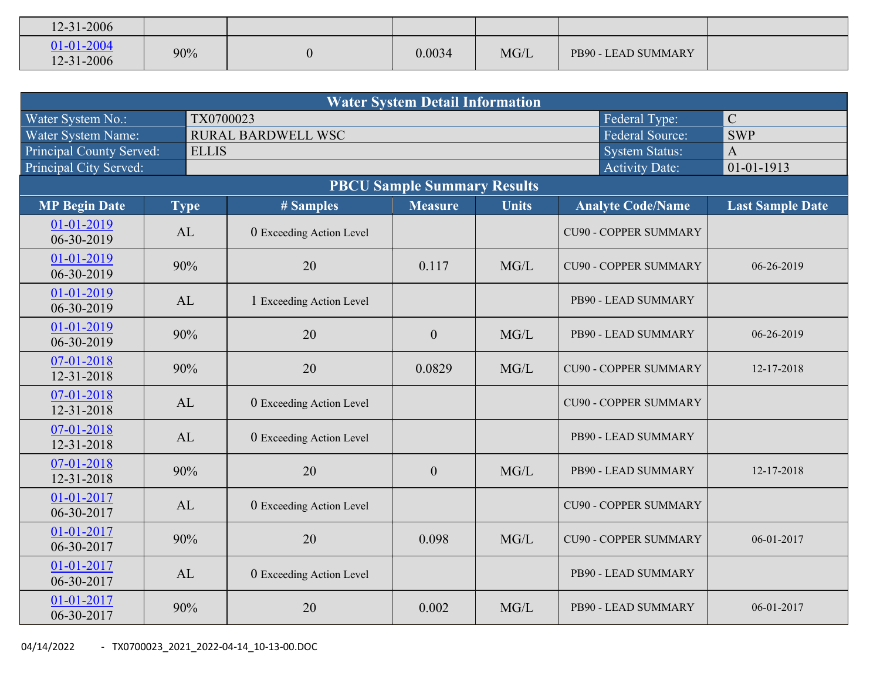| | | | | | | |
|---|---|---|---|---|---|---|
| 12-31-2006 | | | | | | |
| 01-01-2004 12-31-2006 | 90% | 0 | 0.0034 | MG/L | PB90 - LEAD SUMMARY | |

| Water System Detail Information | | | |
|---|---|---|---|
| Water System No.: | TX0700023 | Federal Type: | C |
| Water System Name: | RURAL BARDWELL WSC | Federal Source: | SWP |
| Principal County Served: | ELLIS | System Status: | A |
| Principal City Served: | | Activity Date: | 01-01-1913 |

**PBCU Sample Summary Results**

| MP Begin Date | Type | # Samples | Measure | Units | Analyte Code/Name | Last Sample Date |
|---|---|---|---|---|---|---|
| 01-01-2019 06-30-2019 | AL | 0 Exceeding Action Level | | | CU90 - COPPER SUMMARY | |
| 01-01-2019 06-30-2019 | 90% | 20 | 0.117 | MG/L | CU90 - COPPER SUMMARY | 06-26-2019 |
| 01-01-2019 06-30-2019 | AL | 1 Exceeding Action Level | | | PB90 - LEAD SUMMARY | |
| 01-01-2019 06-30-2019 | 90% | 20 | 0 | MG/L | PB90 - LEAD SUMMARY | 06-26-2019 |
| 07-01-2018 12-31-2018 | 90% | 20 | 0.0829 | MG/L | CU90 - COPPER SUMMARY | 12-17-2018 |
| 07-01-2018 12-31-2018 | AL | 0 Exceeding Action Level | | | CU90 - COPPER SUMMARY | |
| 07-01-2018 12-31-2018 | AL | 0 Exceeding Action Level | | | PB90 - LEAD SUMMARY | |
| 07-01-2018 12-31-2018 | 90% | 20 | 0 | MG/L | PB90 - LEAD SUMMARY | 12-17-2018 |
| 01-01-2017 06-30-2017 | AL | 0 Exceeding Action Level | | | CU90 - COPPER SUMMARY | |
| 01-01-2017 06-30-2017 | 90% | 20 | 0.098 | MG/L | CU90 - COPPER SUMMARY | 06-01-2017 |
| 01-01-2017 06-30-2017 | AL | 0 Exceeding Action Level | | | PB90 - LEAD SUMMARY | |
| 01-01-2017 06-30-2017 | 90% | 20 | 0.002 | MG/L | PB90 - LEAD SUMMARY | 06-01-2017 |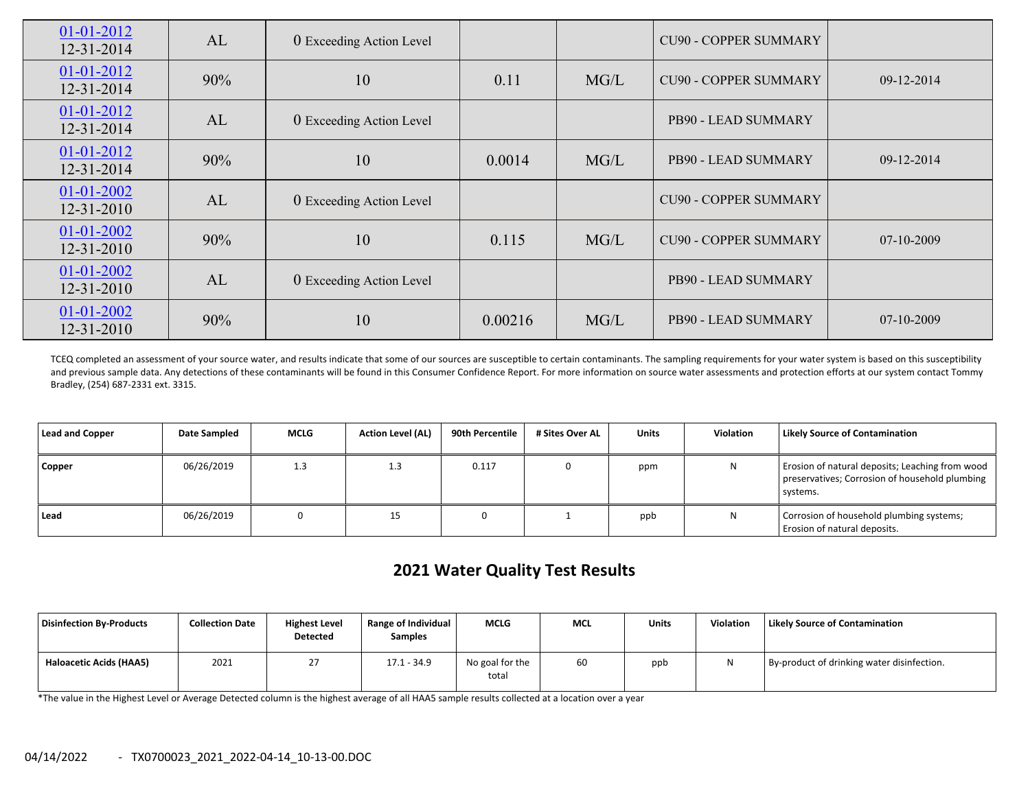| | | | | | | |
|---|---|---|---|---|---|---|
| 01-01-2012 12-31-2014 | AL | 0 Exceeding Action Level | | | CU90 - COPPER SUMMARY | |
| 01-01-2012 12-31-2014 | 90% | 10 | 0.11 | MG/L | CU90 - COPPER SUMMARY | 09-12-2014 |
| 01-01-2012 12-31-2014 | AL | 0 Exceeding Action Level | | | PB90 - LEAD SUMMARY | |
| 01-01-2012 12-31-2014 | 90% | 10 | 0.0014 | MG/L | PB90 - LEAD SUMMARY | 09-12-2014 |
| 01-01-2002 12-31-2010 | AL | 0 Exceeding Action Level | | | CU90 - COPPER SUMMARY | |
| 01-01-2002 12-31-2010 | 90% | 10 | 0.115 | MG/L | CU90 - COPPER SUMMARY | 07-10-2009 |
| 01-01-2002 12-31-2010 | AL | 0 Exceeding Action Level | | | PB90 - LEAD SUMMARY | |
| 01-01-2002 12-31-2010 | 90% | 10 | 0.00216 | MG/L | PB90 - LEAD SUMMARY | 07-10-2009 |

TCEQ completed an assessment of your source water, and results indicate that some of our sources are susceptible to certain contaminants. The sampling requirements for your water system is based on this susceptibility and previous sample data. Any detections of these contaminants will be found in this Consumer Confidence Report. For more information on source water assessments and protection efforts at our system contact Tommy Bradley, (254) 687-2331 ext. 3315.

| Lead and Copper | Date Sampled | MCLG | Action Level (AL) | 90th Percentile | # Sites Over AL | Units | Violation | Likely Source of Contamination |
|---|---|---|---|---|---|---|---|---|
| Copper | 06/26/2019 | 1.3 | 1.3 | 0.117 | 0 | ppm | N | Erosion of natural deposits; Leaching from wood preservatives; Corrosion of household plumbing systems. |
| Lead | 06/26/2019 | 0 | 15 | 0 | 1 | ppb | N | Corrosion of household plumbing systems; Erosion of natural deposits. |

## 2021 Water Quality Test Results

| Disinfection By-Products | Collection Date | Highest Level Detected | Range of Individual Samples | MCLG | MCL | Units | Violation | Likely Source of Contamination |
|---|---|---|---|---|---|---|---|---|
| Haloacetic Acids (HAA5) | 2021 | 27 | 17.1 - 34.9 | No goal for the total | 60 | ppb | N | By-product of drinking water disinfection. |

*The value in the Highest Level or Average Detected column is the highest average of all HAA5 sample results collected at a location over a year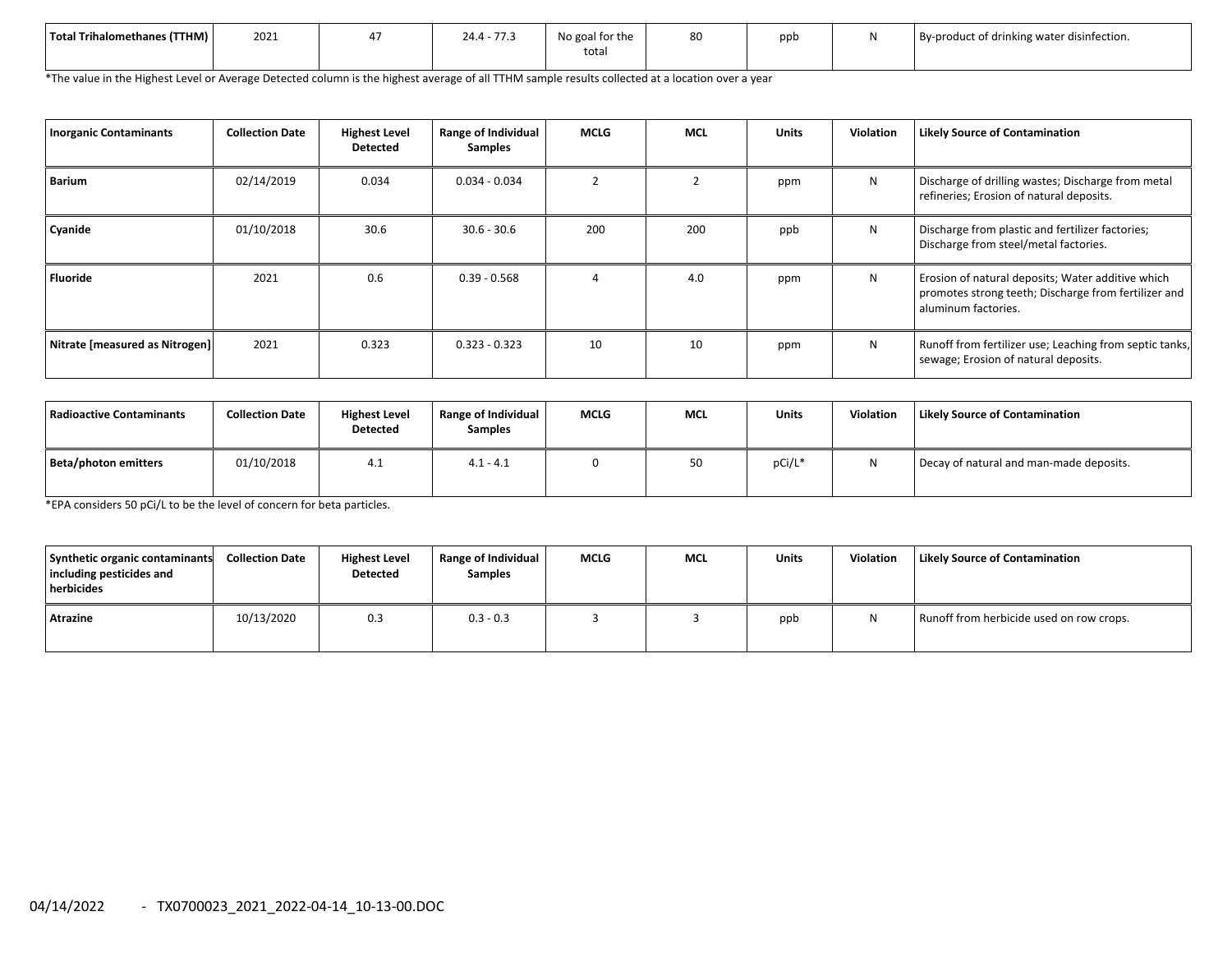| Total Trihalomethanes (TTHM) | 2021 | 47 | 24.4 - 77.3 | No goal for the total | 80 | ppb | N | By-product of drinking water disinfection. |
|---|---|---|---|---|---|---|---|---|

*The value in the Highest Level or Average Detected column is the highest average of all TTHM sample results collected at a location over a year

| Inorganic Contaminants | Collection Date | Highest Level Detected | Range of Individual Samples | MCLG | MCL | Units | Violation | Likely Source of Contamination |
|---|---|---|---|---|---|---|---|---|
| Barium | 02/14/2019 | 0.034 | 0.034 - 0.034 | 2 | 2 | ppm | N | Discharge of drilling wastes; Discharge from metal refineries; Erosion of natural deposits. |
| Cyanide | 01/10/2018 | 30.6 | 30.6 - 30.6 | 200 | 200 | ppb | N | Discharge from plastic and fertilizer factories; Discharge from steel/metal factories. |
| Fluoride | 2021 | 0.6 | 0.39 - 0.568 | 4 | 4.0 | ppm | N | Erosion of natural deposits; Water additive which promotes strong teeth; Discharge from fertilizer and aluminum factories. |
| Nitrate [measured as Nitrogen] | 2021 | 0.323 | 0.323 - 0.323 | 10 | 10 | ppm | N | Runoff from fertilizer use; Leaching from septic tanks, sewage; Erosion of natural deposits. |

| Radioactive Contaminants | Collection Date | Highest Level Detected | Range of Individual Samples | MCLG | MCL | Units | Violation | Likely Source of Contamination |
|---|---|---|---|---|---|---|---|---|
| Beta/photon emitters | 01/10/2018 | 4.1 | 4.1 - 4.1 | 0 | 50 | pCi/L* | N | Decay of natural and man-made deposits. |

*EPA considers 50 pCi/L to be the level of concern for beta particles.

| Synthetic organic contaminants including pesticides and herbicides | Collection Date | Highest Level Detected | Range of Individual Samples | MCLG | MCL | Units | Violation | Likely Source of Contamination |
|---|---|---|---|---|---|---|---|---|
| Atrazine | 10/13/2020 | 0.3 | 0.3 - 0.3 | 3 | 3 | ppb | N | Runoff from herbicide used on row crops. |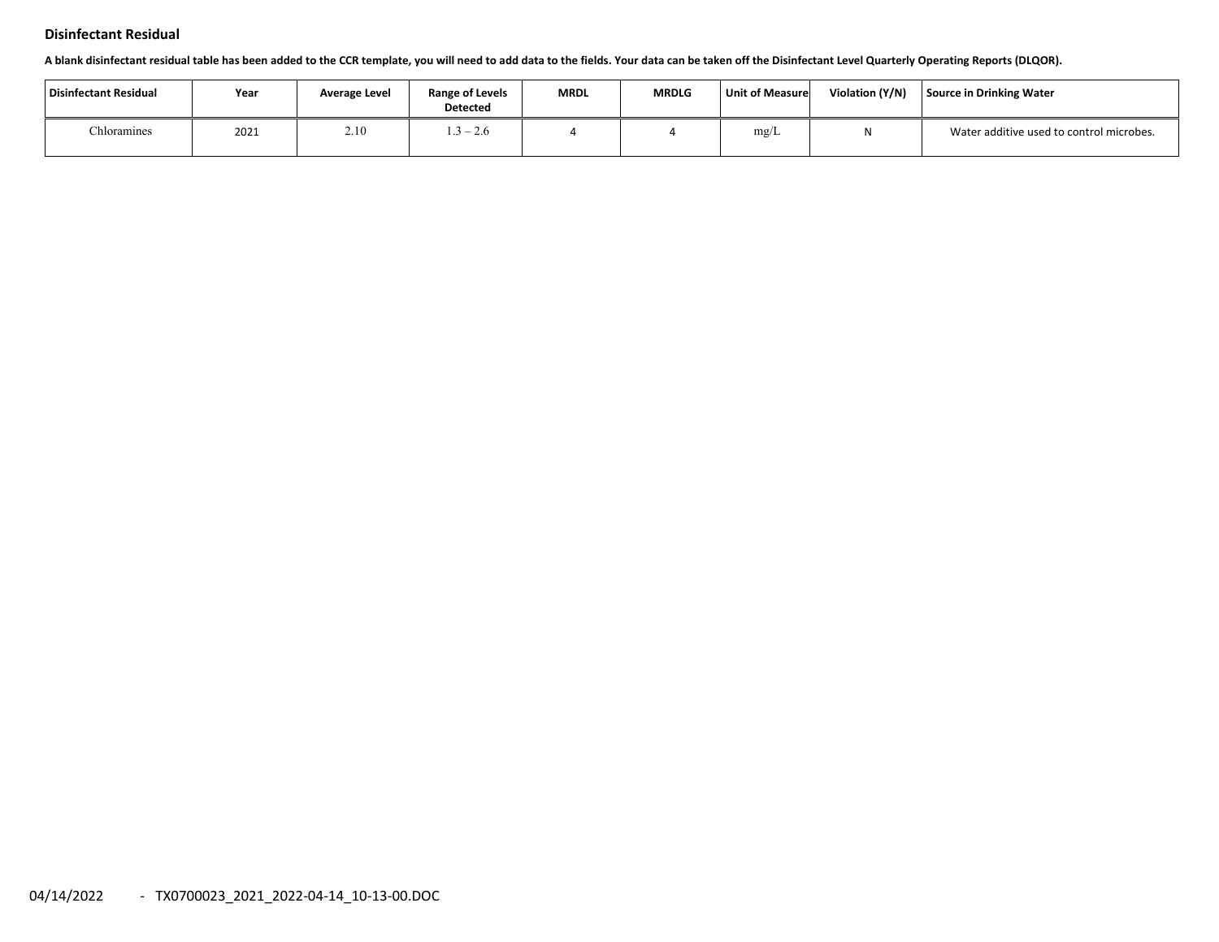## Disinfectant Residual

**A blank disinfectant residual table has been added to the CCR template, you will need to add data to the fields. Your data can be taken off the Disinfectant Level Quarterly Operating Reports (DLQOR).**

| Disinfectant Residual | Year | Average Level | Range of Levels Detected | MRDL | MRDLG | Unit of Measure | Violation (Y/N) | Source in Drinking Water |
|---|---|---|---|---|---|---|---|---|
| Chloramines | 2021 | 2.10 | 1.3 – 2.6 | 4 | 4 | mg/L | N | Water additive used to control microbes. |